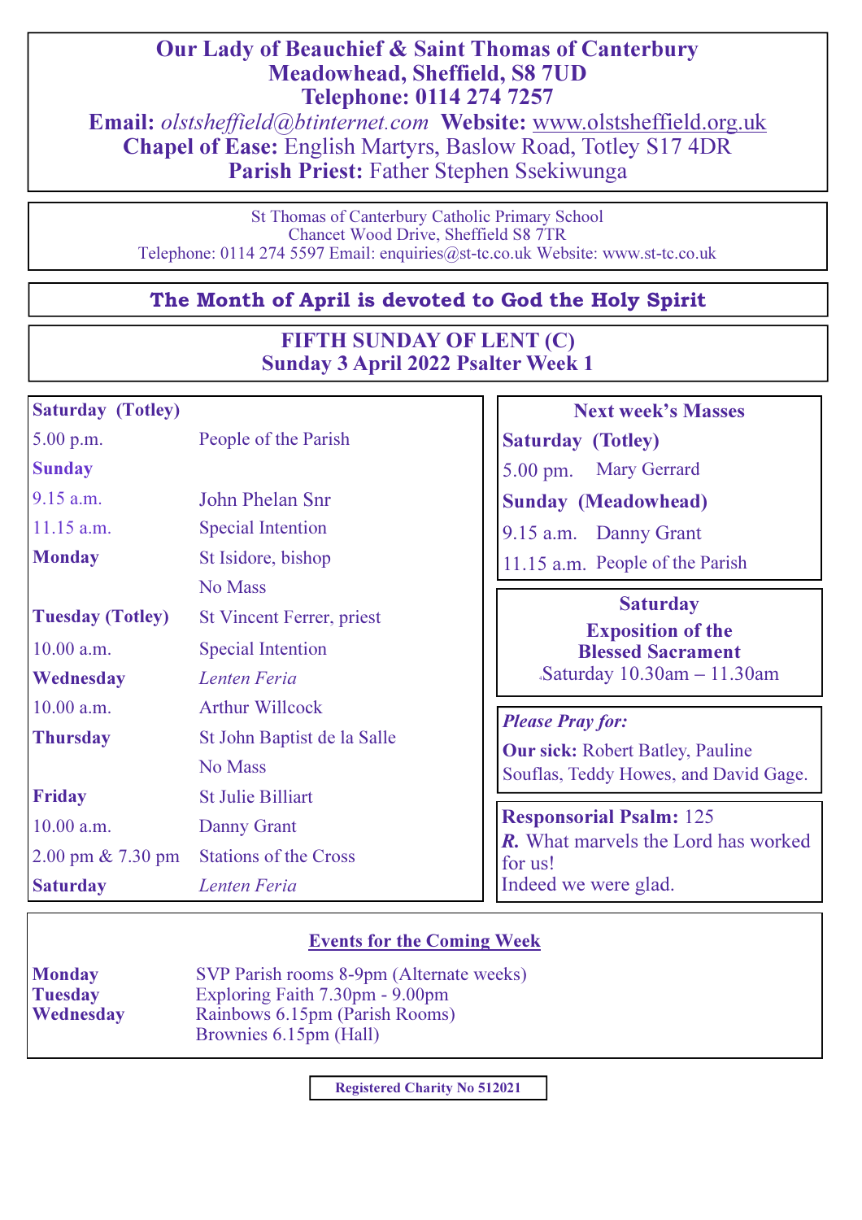# Our Lady of Beauchief & Saint Thomas of Canterbury

**Meadowhead, Sheffield, S8 7UD**

**Telephone: 0114 274 7257**

**Email:** *olstsheffield@btinternet.com* **Website:** www.olstsheffield.org.uk

**Chapel of Ease:** English Martyrs, Baslow Road, Totley S17 4DR

**Parish Priest:** Father Stephen Ssekiwunga

St Thomas of Canterbury Catholic Primary School
Chancet Wood Drive, Sheffield S8 7TR
Telephone: 0114 274 5597 Email: enquiries@st-tc.co.uk Website: www.st-tc.co.uk

## The Month of April is devoted to God the Holy Spirit

## FIFTH SUNDAY OF LENT (C)
## Sunday 3 April 2022 Psalter Week 1

| | |
|---|---|
| **Saturday (Totley)** | |
| 5.00 p.m. | People of the Parish |
| **Sunday** | |
| 9.15 a.m. | John Phelan Snr |
| 11.15 a.m. | Special Intention |
| **Monday** | St Isidore, bishop |
| | No Mass |
| **Tuesday (Totley)** | St Vincent Ferrer, priest |
| 10.00 a.m. | Special Intention |
| **Wednesday** | *Lenten Feria* |
| 10.00 a.m. | Arthur Willcock |
| **Thursday** | St John Baptist de la Salle |
| | No Mass |
| **Friday** | St Julie Billiart |
| 10.00 a.m. | Danny Grant |
| 2.00 pm & 7.30 pm | Stations of the Cross |
| **Saturday** | *Lenten Feria* |

### Next week's Masses

**Saturday (Totley)**
5.00 pm. Mary Gerrard

**Sunday (Meadowhead)**
9.15 a.m. Danny Grant
11.15 a.m. People of the Parish

### Saturday
**Exposition of the Blessed Sacrament**
Saturday 10.30am – 11.30am

***Please Pray for:***

**Our sick:** Robert Batley, Pauline Souflas, Teddy Howes, and David Gage.

**Responsorial Psalm:** 125
***R.*** What marvels the Lord has worked for us!
Indeed we were glad.

### Events for the Coming Week

| | |
|---|---|
| **Monday** | SVP Parish rooms 8-9pm (Alternate weeks) |
| **Tuesday** | Exploring Faith 7.30pm - 9.00pm |
| **Wednesday** | Rainbows 6.15pm (Parish Rooms) |
| | Brownies 6.15pm (Hall) |

**Registered Charity No 512021**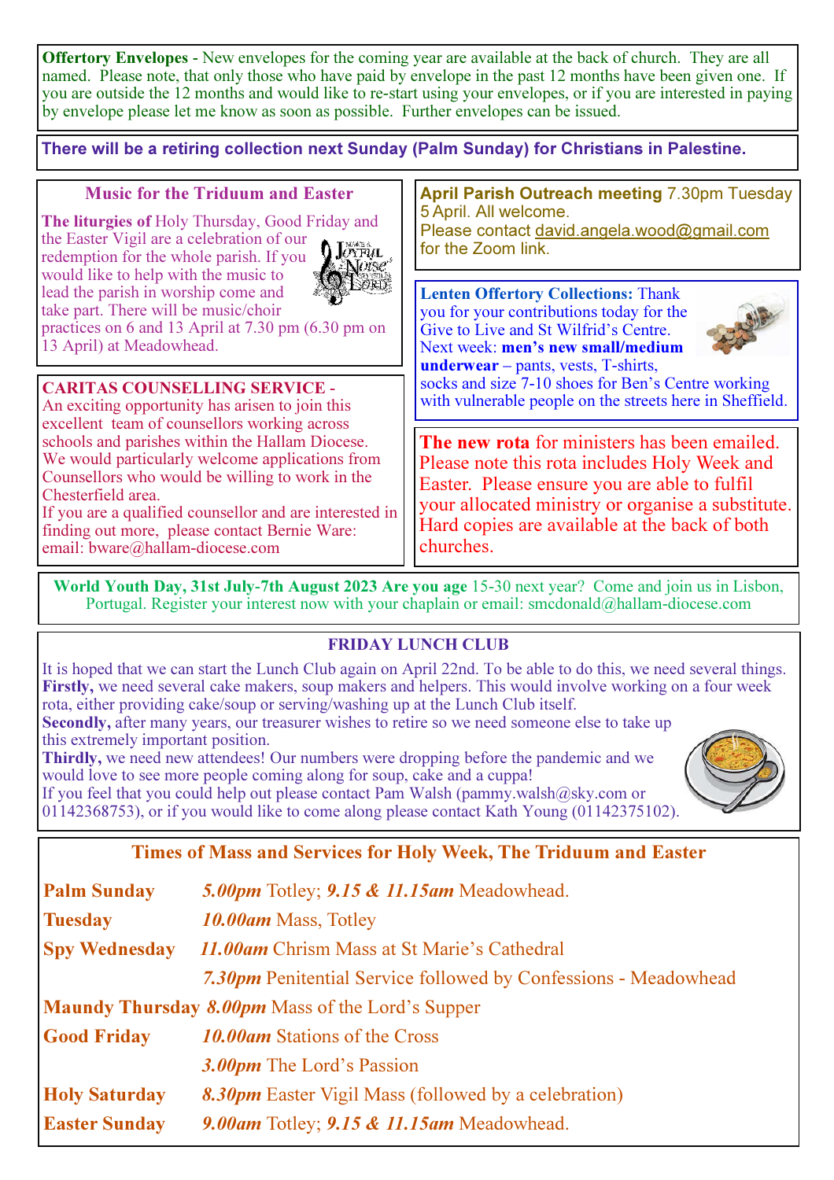**Offertory Envelopes** - New envelopes for the coming year are available at the back of church. They are all named. Please note, that only those who have paid by envelope in the past 12 months have been given one. If you are outside the 12 months and would like to re-start using your envelopes, or if you are interested in paying by envelope please let me know as soon as possible. Further envelopes can be issued.

**There will be a retiring collection next Sunday (Palm Sunday) for Christians in Palestine.**

## Music for the Triduum and Easter

**The liturgies of** Holy Thursday, Good Friday and the Easter Vigil are a celebration of our redemption for the whole parish. If you would like to help with the music to lead the parish in worship come and take part. There will be music/choir practices on 6 and 13 April at 7.30 pm (6.30 pm on 13 April) at Meadowhead.

**CARITAS COUNSELLING SERVICE** - An exciting opportunity has arisen to join this excellent team of counsellors working across schools and parishes within the Hallam Diocese. We would particularly welcome applications from Counsellors who would be willing to work in the Chesterfield area.
If you are a qualified counsellor and are interested in finding out more, please contact Bernie Ware: email: bware@hallam-diocese.com

**April Parish Outreach meeting** 7.30pm Tuesday 5 April. All welcome.
Please contact david.angela.wood@gmail.com for the Zoom link.

**Lenten Offertory Collections:** Thank you for your contributions today for the Give to Live and St Wilfrid's Centre. Next week: **men's new small/medium underwear** – pants, vests, T-shirts, socks and size 7-10 shoes for Ben's Centre working with vulnerable people on the streets here in Sheffield.

**The new rota** for ministers has been emailed. Please note this rota includes Holy Week and Easter. Please ensure you are able to fulfil your allocated ministry or organise a substitute. Hard copies are available at the back of both churches.

**World Youth Day, 31st July-7th August 2023 Are you age** 15-30 next year? Come and join us in Lisbon, Portugal. Register your interest now with your chaplain or email: smcdonald@hallam-diocese.com

## FRIDAY LUNCH CLUB

It is hoped that we can start the Lunch Club again on April 22nd. To be able to do this, we need several things.
**Firstly,** we need several cake makers, soup makers and helpers. This would involve working on a four week rota, either providing cake/soup or serving/washing up at the Lunch Club itself.
**Secondly,** after many years, our treasurer wishes to retire so we need someone else to take up this extremely important position.
**Thirdly,** we need new attendees! Our numbers were dropping before the pandemic and we would love to see more people coming along for soup, cake and a cuppa!
If you feel that you could help out please contact Pam Walsh (pammy.walsh@sky.com or 01142368753), or if you would like to come along please contact Kath Young (01142375102).

## Times of Mass and Services for Holy Week, The Triduum and Easter

| | |
|---|---|
| **Palm Sunday** | ***5.00pm*** Totley; ***9.15 & 11.15am*** Meadowhead. |
| **Tuesday** | ***10.00am*** Mass, Totley |
| **Spy Wednesday** | ***11.00am*** Chrism Mass at St Marie's Cathedral |
| | ***7.30pm*** Penitential Service followed by Confessions - Meadowhead |
| **Maundy Thursday** | ***8.00pm*** Mass of the Lord's Supper |
| **Good Friday** | ***10.00am*** Stations of the Cross |
| | ***3.00pm*** The Lord's Passion |
| **Holy Saturday** | ***8.30pm*** Easter Vigil Mass (followed by a celebration) |
| **Easter Sunday** | ***9.00am*** Totley; ***9.15 & 11.15am*** Meadowhead. |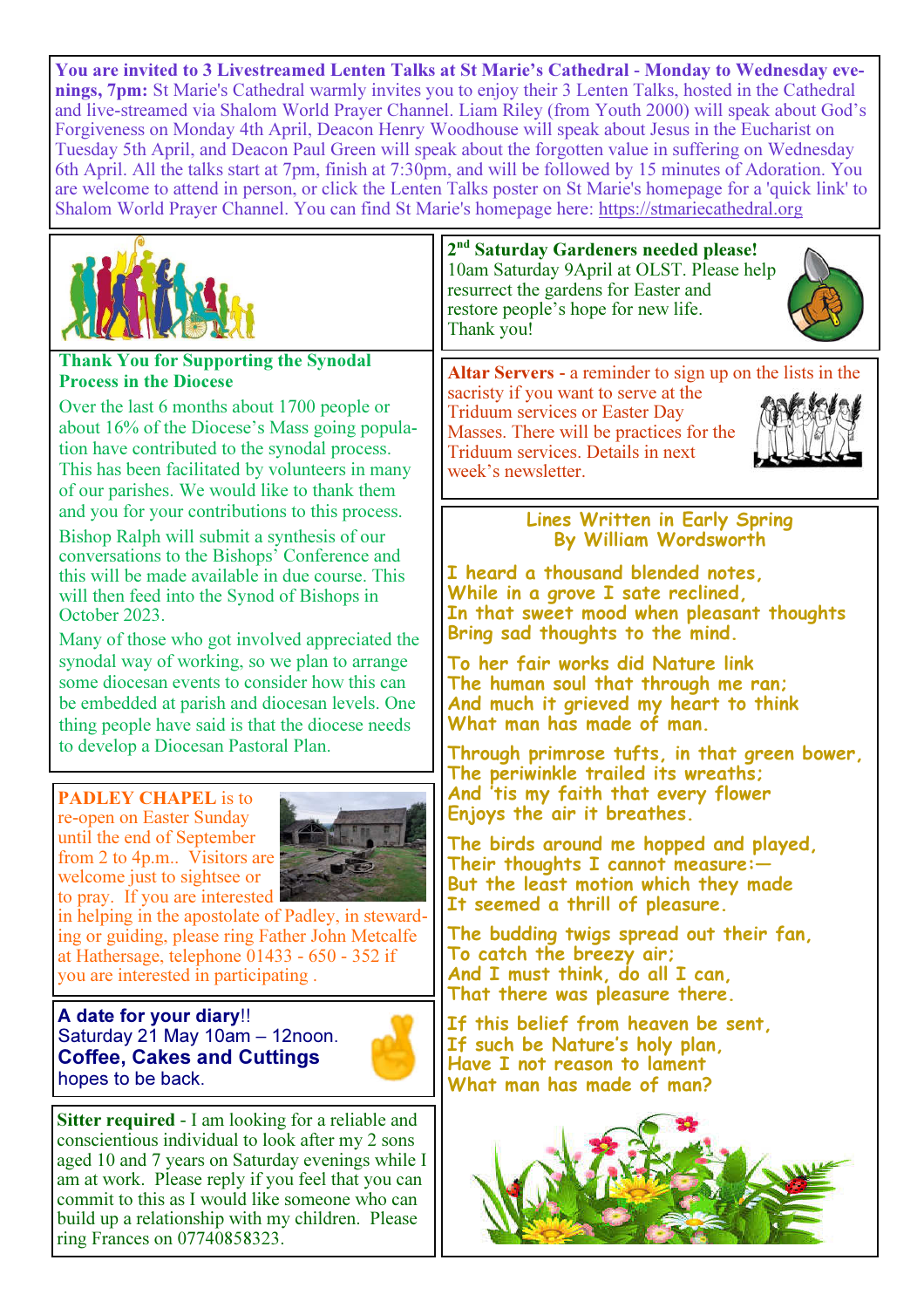**You are invited to 3 Livestreamed Lenten Talks at St Marie's Cathedral - Monday to Wednesday evenings, 7pm:** St Marie's Cathedral warmly invites you to enjoy their 3 Lenten Talks, hosted in the Cathedral and live-streamed via Shalom World Prayer Channel. Liam Riley (from Youth 2000) will speak about God's Forgiveness on Monday 4th April, Deacon Henry Woodhouse will speak about Jesus in the Eucharist on Tuesday 5th April, and Deacon Paul Green will speak about the forgotten value in suffering on Wednesday 6th April. All the talks start at 7pm, finish at 7:30pm, and will be followed by 15 minutes of Adoration. You are welcome to attend in person, or click the Lenten Talks poster on St Marie's homepage for a 'quick link' to Shalom World Prayer Channel. You can find St Marie's homepage here: https://stmariecathedral.org

**Thank You for Supporting the Synodal Process in the Diocese**

Over the last 6 months about 1700 people or about 16% of the Diocese's Mass going population have contributed to the synodal process. This has been facilitated by volunteers in many of our parishes. We would like to thank them and you for your contributions to this process.

Bishop Ralph will submit a synthesis of our conversations to the Bishops' Conference and this will be made available in due course. This will then feed into the Synod of Bishops in October 2023.

Many of those who got involved appreciated the synodal way of working, so we plan to arrange some diocesan events to consider how this can be embedded at parish and diocesan levels. One thing people have said is that the diocese needs to develop a Diocesan Pastoral Plan.

**PADLEY CHAPEL** is to re-open on Easter Sunday until the end of September from 2 to 4p.m.. Visitors are welcome just to sightsee or to pray. If you are interested in helping in the apostolate of Padley, in stewarding or guiding, please ring Father John Metcalfe at Hathersage, telephone 01433 - 650 - 352 if you are interested in participating .

**A date for your diary**!!
Saturday 21 May 10am – 12noon.
**Coffee, Cakes and Cuttings**
hopes to be back.

**Sitter required** - I am looking for a reliable and conscientious individual to look after my 2 sons aged 10 and 7 years on Saturday evenings while I am at work. Please reply if you feel that you can commit to this as I would like someone who can build up a relationship with my children. Please ring Frances on 07740858323.

**2nd Saturday Gardeners needed please!**
10am Saturday 9April at OLST. Please help resurrect the gardens for Easter and restore people's hope for new life.
Thank you!

**Altar Servers** - a reminder to sign up on the lists in the sacristy if you want to serve at the Triduum services or Easter Day Masses. There will be practices for the Triduum services. Details in next week's newsletter.

**Lines Written in Early Spring**
**By William Wordsworth**

I heard a thousand blended notes,
While in a grove I sate reclined,
In that sweet mood when pleasant thoughts
Bring sad thoughts to the mind.

To her fair works did Nature link
The human soul that through me ran;
And much it grieved my heart to think
What man has made of man.

Through primrose tufts, in that green bower,
The periwinkle trailed its wreaths;
And 'tis my faith that every flower
Enjoys the air it breathes.

The birds around me hopped and played,
Their thoughts I cannot measure:—
But the least motion which they made
It seemed a thrill of pleasure.

The budding twigs spread out their fan,
To catch the breezy air;
And I must think, do all I can,
That there was pleasure there.

If this belief from heaven be sent,
If such be Nature's holy plan,
Have I not reason to lament
What man has made of man?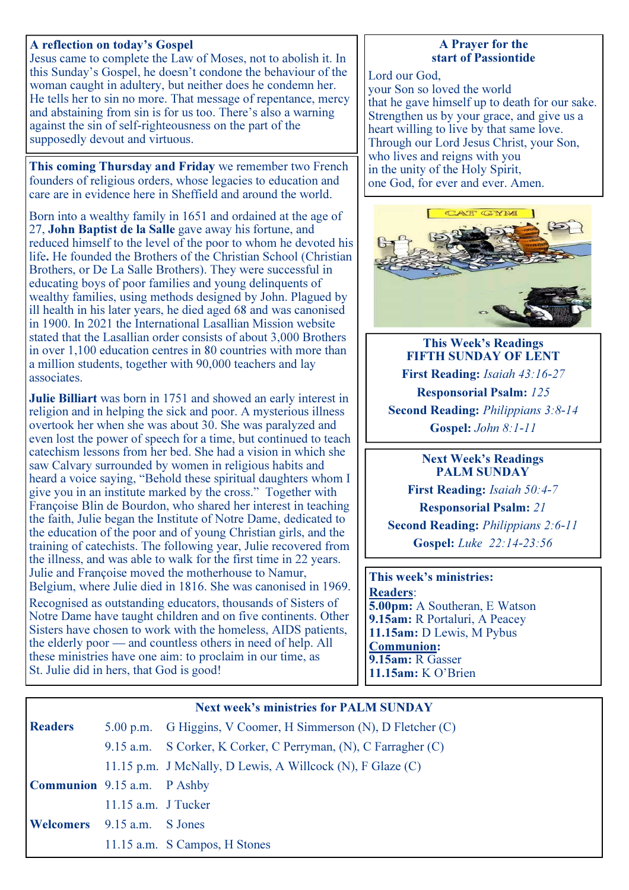**A reflection on today's Gospel**

Jesus came to complete the Law of Moses, not to abolish it. In this Sunday's Gospel, he doesn't condone the behaviour of the woman caught in adultery, but neither does he condemn her. He tells her to sin no more. That message of repentance, mercy and abstaining from sin is for us too. There's also a warning against the sin of self-righteousness on the part of the supposedly devout and virtuous.

**This coming Thursday and Friday** we remember two French founders of religious orders, whose legacies to education and care are in evidence here in Sheffield and around the world.

Born into a wealthy family in 1651 and ordained at the age of 27, **John Baptist de la Salle** gave away his fortune, and reduced himself to the level of the poor to whom he devoted his life**.** He founded the Brothers of the Christian School (Christian Brothers, or De La Salle Brothers). They were successful in educating boys of poor families and young delinquents of wealthy families, using methods designed by John. Plagued by ill health in his later years, he died aged 68 and was canonised in 1900. In 2021 the International Lasallian Mission website stated that the Lasallian order consists of about 3,000 Brothers in over 1,100 education centres in 80 countries with more than a million students, together with 90,000 teachers and lay associates.

**Julie Billiart** was born in 1751 and showed an early interest in religion and in helping the sick and poor. A mysterious illness overtook her when she was about 30. She was paralyzed and even lost the power of speech for a time, but continued to teach catechism lessons from her bed. She had a vision in which she saw Calvary surrounded by women in religious habits and heard a voice saying, "Behold these spiritual daughters whom I give you in an institute marked by the cross." Together with Françoise Blin de Bourdon, who shared her interest in teaching the faith, Julie began the Institute of Notre Dame, dedicated to the education of the poor and of young Christian girls, and the training of catechists. The following year, Julie recovered from the illness, and was able to walk for the first time in 22 years. Julie and Françoise moved the motherhouse to Namur, Belgium, where Julie died in 1816. She was canonised in 1969.

Recognised as outstanding educators, thousands of Sisters of Notre Dame have taught children and on five continents. Other Sisters have chosen to work with the homeless, AIDS patients, the elderly poor — and countless others in need of help. All these ministries have one aim: to proclaim in our time, as St. Julie did in hers, that God is good!

**A Prayer for the start of Passiontide**

Lord our God,
your Son so loved the world
that he gave himself up to death for our sake.
Strengthen us by your grace, and give us a heart willing to live by that same love.
Through our Lord Jesus Christ, your Son,
who lives and reigns with you
in the unity of the Holy Spirit,
one God, for ever and ever. Amen.

**This Week's Readings**
**FIFTH SUNDAY OF LENT**

**First Reading:** *Isaiah 43:16-27*

**Responsorial Psalm:** *125*

**Second Reading:** *Philippians 3:8-14*

**Gospel:** *John 8:1-11*

**Next Week's Readings**
**PALM SUNDAY**

**First Reading:** *Isaiah 50:4-7*

**Responsorial Psalm:** *21*

**Second Reading:** *Philippians 2:6-11*

**Gospel:** *Luke 22:14-23:56*

**This week's ministries:**

**Readers**:
**5.00pm:** A Southeran, E Watson
**9.15am:** R Portaluri, A Peacey
**11.15am:** D Lewis, M Pybus

**Communion:**
**9.15am:** R Gasser
**11.15am:** K O'Brien

**Next week's ministries for PALM SUNDAY**

| | | |
|---|---|---|
| **Readers** | 5.00 p.m. | G Higgins, V Coomer, H Simmerson (N), D Fletcher (C) |
| | 9.15 a.m. | S Corker, K Corker, C Perryman, (N), C Farragher (C) |
| | 11.15 p.m. | J McNally, D Lewis, A Willcock (N), F Glaze (C) |
| **Communion** | 9.15 a.m. | P Ashby |
| | 11.15 a.m. | J Tucker |
| **Welcomers** | 9.15 a.m. | S Jones |
| | 11.15 a.m. | S Campos, H Stones |